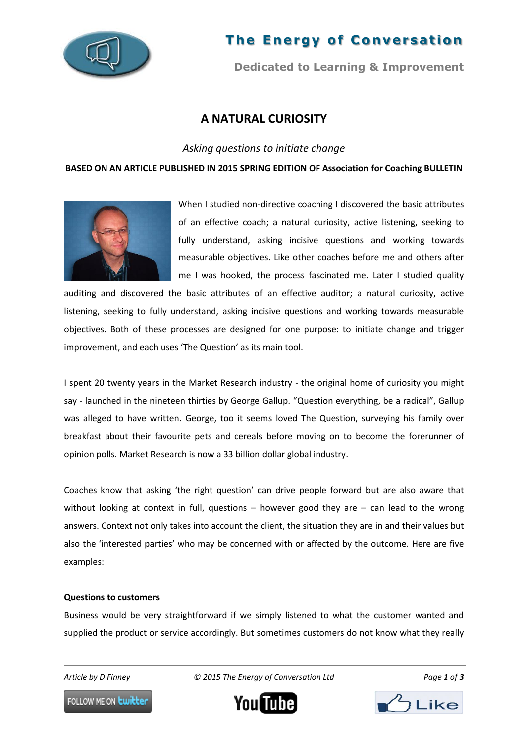# A NATURAL CURIOSITY

*Asking questions to initiate change*

**BASED ON AN ARTICLE PUBLISHED IN 2015 SPRING EDITION OF Association for Coaching BULLETIN**

When I studied non-directive coaching I discovered the basic attributes of an effective coach; a natural curiosity, active listening, seeking to fully understand, asking incisive questions and working towards measurable objectives. Like other coaches before me and others after me I was hooked, the process fascinated me. Later I studied quality auditing and discovered the basic attributes of an effective auditor; a natural curiosity, active listening, seeking to fully understand, asking incisive questions and working towards measurable objectives. Both of these processes are designed for one purpose: to initiate change and trigger improvement, and each uses 'The Question' as its main tool.

I spent 20 twenty years in the Market Research industry - the original home of curiosity you might say - launched in the nineteen thirties by George Gallup. "Question everything, be a radical", Gallup was alleged to have written. George, too it seems loved The Question, surveying his family over breakfast about their favourite pets and cereals before moving on to become the forerunner of opinion polls. Market Research is now a 33 billion dollar global industry.

Coaches know that asking 'the right question' can drive people forward but are also aware that without looking at context in full, questions – however good they are – can lead to the wrong answers. Context not only takes into account the client, the situation they are in and their values but also the 'interested parties' who may be concerned with or affected by the outcome. Here are five examples:

**Questions to customers**

Business would be very straightforward if we simply listened to what the customer wanted and supplied the product or service accordingly. But sometimes customers do not know what they really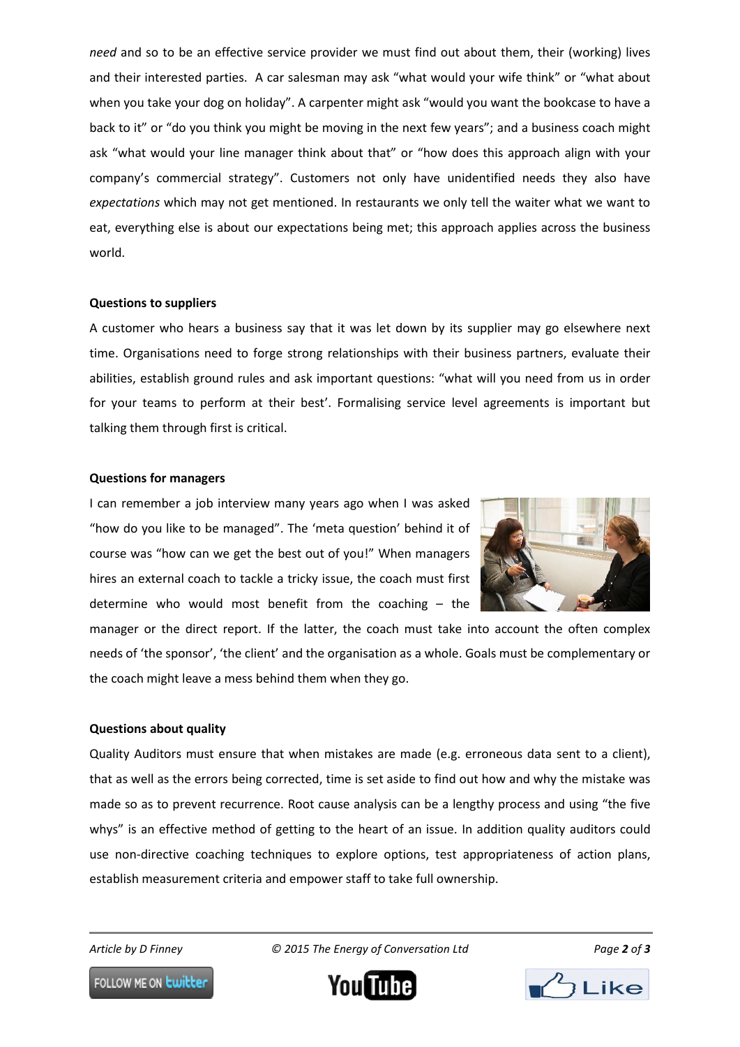*need* and so to be an effective service provider we must find out about them, their (working) lives and their interested parties. A car salesman may ask "what would your wife think" or "what about when you take your dog on holiday". A carpenter might ask "would you want the bookcase to have a back to it" or "do you think you might be moving in the next few years"; and a business coach might ask "what would your line manager think about that" or "how does this approach align with your company's commercial strategy". Customers not only have unidentified needs they also have *expectations* which may not get mentioned. In restaurants we only tell the waiter what we want to eat, everything else is about our expectations being met; this approach applies across the business world.

**Questions to suppliers**

A customer who hears a business say that it was let down by its supplier may go elsewhere next time. Organisations need to forge strong relationships with their business partners, evaluate their abilities, establish ground rules and ask important questions: "what will you need from us in order for your teams to perform at their best'. Formalising service level agreements is important but talking them through first is critical.

**Questions for managers**

I can remember a job interview many years ago when I was asked "how do you like to be managed". The 'meta question' behind it of course was "how can we get the best out of you!" When managers hires an external coach to tackle a tricky issue, the coach must first determine who would most benefit from the coaching – the manager or the direct report. If the latter, the coach must take into account the often complex needs of 'the sponsor', 'the client' and the organisation as a whole. Goals must be complementary or the coach might leave a mess behind them when they go.

**Questions about quality**

Quality Auditors must ensure that when mistakes are made (e.g. erroneous data sent to a client), that as well as the errors being corrected, time is set aside to find out how and why the mistake was made so as to prevent recurrence. Root cause analysis can be a lengthy process and using "the five whys" is an effective method of getting to the heart of an issue. In addition quality auditors could use non-directive coaching techniques to explore options, test appropriateness of action plans, establish measurement criteria and empower staff to take full ownership.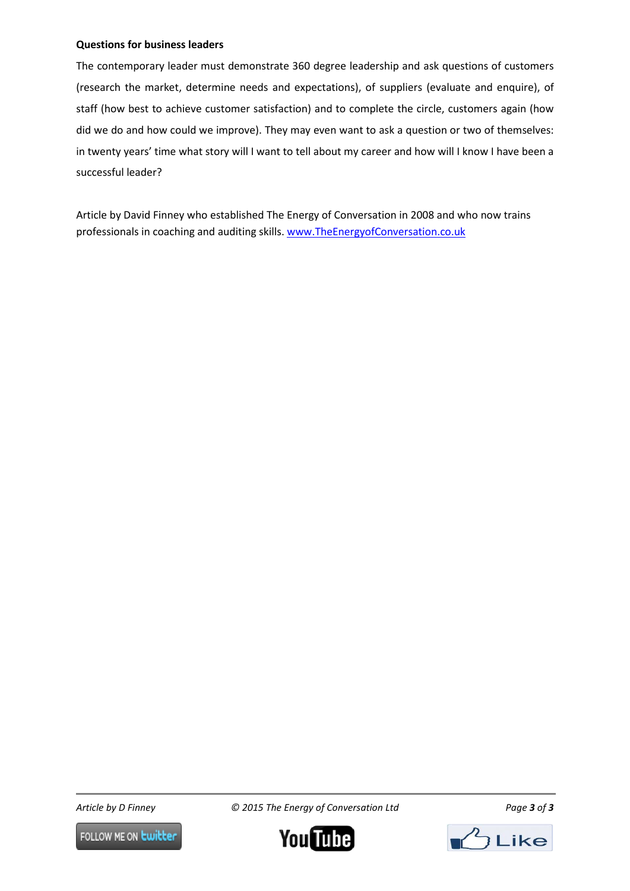**Questions for business leaders**

The contemporary leader must demonstrate 360 degree leadership and ask questions of customers (research the market, determine needs and expectations), of suppliers (evaluate and enquire), of staff (how best to achieve customer satisfaction) and to complete the circle, customers again (how did we do and how could we improve). They may even want to ask a question or two of themselves: in twenty years' time what story will I want to tell about my career and how will I know I have been a successful leader?

Article by David Finney who established The Energy of Conversation in 2008 and who now trains professionals in coaching and auditing skills. [www.TheEnergyofConversation.co.uk](http://www.TheEnergyofConversation.co.uk)